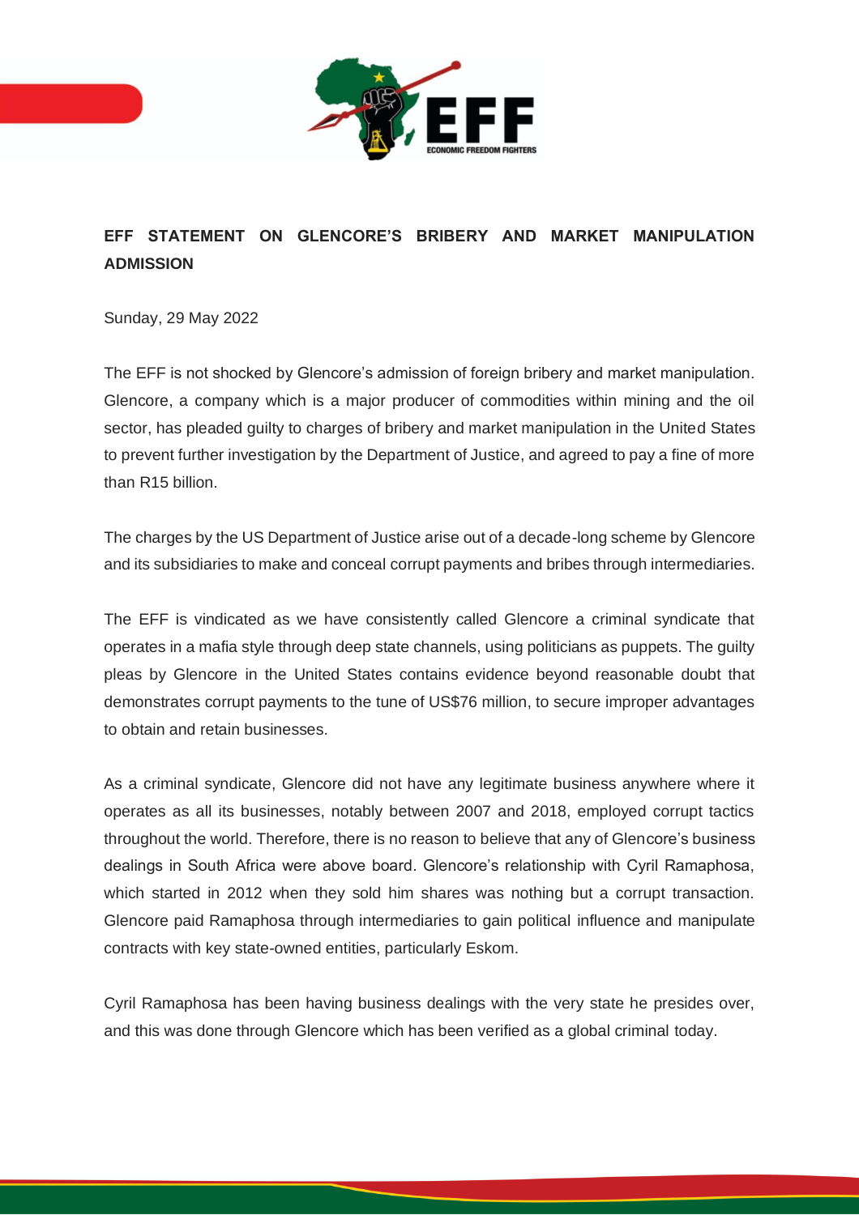## EFF STATEMENT ON GLENCORE'S BRIBERY AND MARKET MANIPULATION ADMISSION

Sunday, 29 May 2022

The EFF is not shocked by Glencore's admission of foreign bribery and market manipulation. Glencore, a company which is a major producer of commodities within mining and the oil sector, has pleaded guilty to charges of bribery and market manipulation in the United States to prevent further investigation by the Department of Justice, and agreed to pay a fine of more than R15 billion.

The charges by the US Department of Justice arise out of a decade-long scheme by Glencore and its subsidiaries to make and conceal corrupt payments and bribes through intermediaries.

The EFF is vindicated as we have consistently called Glencore a criminal syndicate that operates in a mafia style through deep state channels, using politicians as puppets. The guilty pleas by Glencore in the United States contains evidence beyond reasonable doubt that demonstrates corrupt payments to the tune of US$76 million, to secure improper advantages to obtain and retain businesses.

As a criminal syndicate, Glencore did not have any legitimate business anywhere where it operates as all its businesses, notably between 2007 and 2018, employed corrupt tactics throughout the world. Therefore, there is no reason to believe that any of Glencore's business dealings in South Africa were above board. Glencore's relationship with Cyril Ramaphosa, which started in 2012 when they sold him shares was nothing but a corrupt transaction. Glencore paid Ramaphosa through intermediaries to gain political influence and manipulate contracts with key state-owned entities, particularly Eskom.

Cyril Ramaphosa has been having business dealings with the very state he presides over, and this was done through Glencore which has been verified as a global criminal today.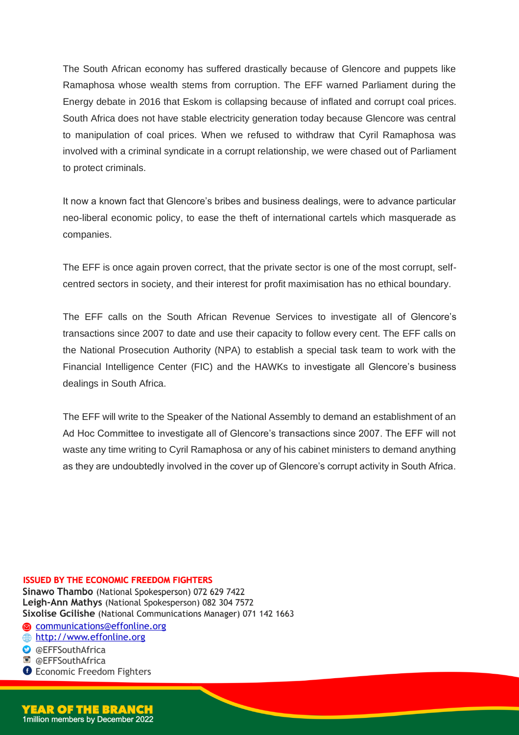The South African economy has suffered drastically because of Glencore and puppets like Ramaphosa whose wealth stems from corruption. The EFF warned Parliament during the Energy debate in 2016 that Eskom is collapsing because of inflated and corrupt coal prices. South Africa does not have stable electricity generation today because Glencore was central to manipulation of coal prices. When we refused to withdraw that Cyril Ramaphosa was involved with a criminal syndicate in a corrupt relationship, we were chased out of Parliament to protect criminals.

It now a known fact that Glencore's bribes and business dealings, were to advance particular neo-liberal economic policy, to ease the theft of international cartels which masquerade as companies.

The EFF is once again proven correct, that the private sector is one of the most corrupt, self-centred sectors in society, and their interest for profit maximisation has no ethical boundary.

The EFF calls on the South African Revenue Services to investigate all of Glencore's transactions since 2007 to date and use their capacity to follow every cent. The EFF calls on the National Prosecution Authority (NPA) to establish a special task team to work with the Financial Intelligence Center (FIC) and the HAWKs to investigate all Glencore's business dealings in South Africa.

The EFF will write to the Speaker of the National Assembly to demand an establishment of an Ad Hoc Committee to investigate all of Glencore's transactions since 2007. The EFF will not waste any time writing to Cyril Ramaphosa or any of his cabinet ministers to demand anything as they are undoubtedly involved in the cover up of Glencore's corrupt activity in South Africa.

**ISSUED BY THE ECONOMIC FREEDOM FIGHTERS**

**Sinawo Thambo** (National Spokesperson) 072 629 7422
**Leigh-Ann Mathys** (National Spokesperson) 082 304 7572
**Sixolise Gcilishe** (National Communications Manager) 071 142 1663

communications@effonline.org
http://www.effonline.org
@EFFSouthAfrica
@EFFSouthAfrica
Economic Freedom Fighters

**YEAR OF THE BRANCH**
1million members by December 2022